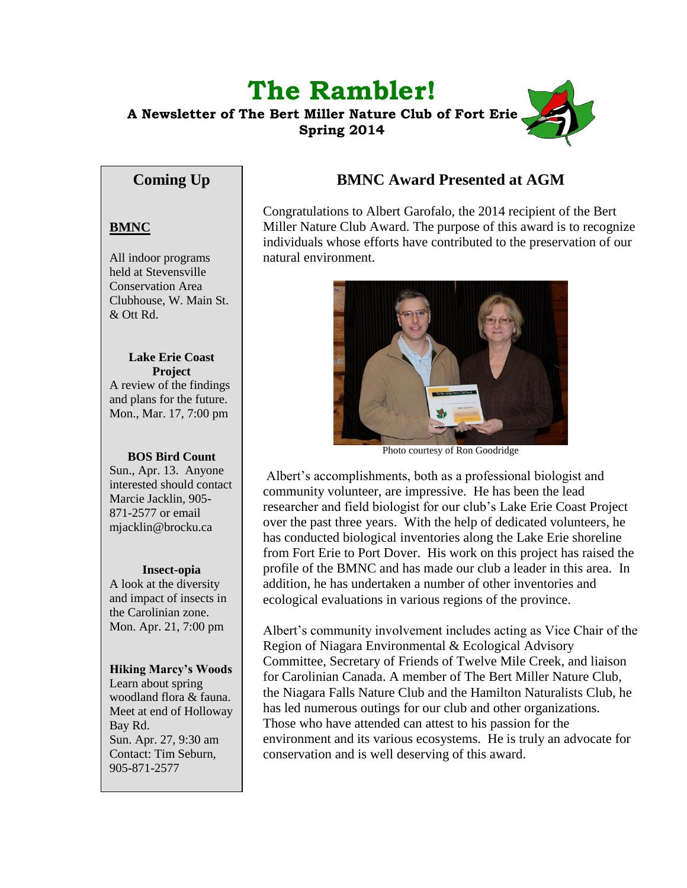# The Rambler!

**A Newsletter of The Bert Miller Nature Club of Fort Erie**
**Spring 2014**

## Coming Up

**BMNC**

All indoor programs held at Stevensville Conservation Area Clubhouse, W. Main St. & Ott Rd.

**Lake Erie Coast Project**
A review of the findings and plans for the future.
Mon., Mar. 17, 7:00 pm

**BOS Bird Count**
Sun., Apr. 13. Anyone interested should contact Marcie Jacklin, 905-871-2577 or email mjacklin@brocku.ca

**Insect-opia**
A look at the diversity and impact of insects in the Carolinian zone.
Mon. Apr. 21, 7:00 pm

**Hiking Marcy's Woods**
Learn about spring woodland flora & fauna. Meet at end of Holloway Bay Rd.
Sun. Apr. 27, 9:30 am
Contact: Tim Seburn, 905-871-2577

## BMNC Award Presented at AGM

Congratulations to Albert Garofalo, the 2014 recipient of the Bert Miller Nature Club Award. The purpose of this award is to recognize individuals whose efforts have contributed to the preservation of our natural environment.

Photo courtesy of Ron Goodridge

Albert's accomplishments, both as a professional biologist and community volunteer, are impressive. He has been the lead researcher and field biologist for our club's Lake Erie Coast Project over the past three years. With the help of dedicated volunteers, he has conducted biological inventories along the Lake Erie shoreline from Fort Erie to Port Dover. His work on this project has raised the profile of the BMNC and has made our club a leader in this area. In addition, he has undertaken a number of other inventories and ecological evaluations in various regions of the province.

Albert's community involvement includes acting as Vice Chair of the Region of Niagara Environmental & Ecological Advisory Committee, Secretary of Friends of Twelve Mile Creek, and liaison for Carolinian Canada. A member of The Bert Miller Nature Club, the Niagara Falls Nature Club and the Hamilton Naturalists Club, he has led numerous outings for our club and other organizations. Those who have attended can attest to his passion for the environment and its various ecosystems. He is truly an advocate for conservation and is well deserving of this award.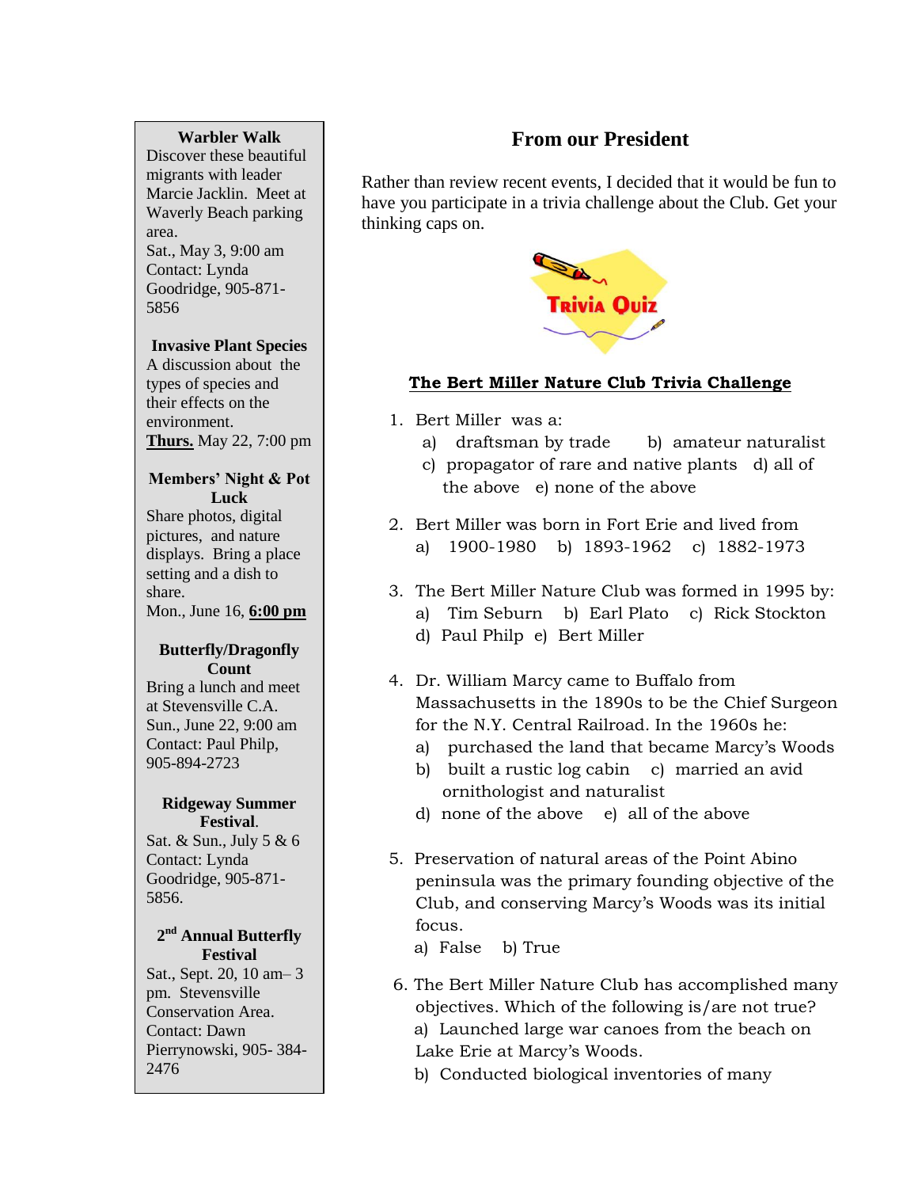**Warbler Walk**
Discover these beautiful migrants with leader Marcie Jacklin. Meet at Waverly Beach parking area.
Sat., May 3, 9:00 am
Contact: Lynda Goodridge, 905-871-5856

**Invasive Plant Species**
A discussion about the types of species and their effects on the environment.
**Thurs.** May 22, 7:00 pm

**Members' Night & Pot Luck**
Share photos, digital pictures, and nature displays. Bring a place setting and a dish to share.
Mon., June 16, **6:00 pm**

**Butterfly/Dragonfly Count**
Bring a lunch and meet at Stevensville C.A.
Sun., June 22, 9:00 am
Contact: Paul Philp, 905-894-2723

**Ridgeway Summer Festival.**
Sat. & Sun., July 5 & 6
Contact: Lynda Goodridge, 905-871-5856.

**2nd Annual Butterfly Festival**
Sat., Sept. 20, 10 am– 3 pm. Stevensville Conservation Area.
Contact: Dawn Pierrynowski, 905- 384-2476

## From our President

Rather than review recent events, I decided that it would be fun to have you participate in a trivia challenge about the Club. Get your thinking caps on.

TRIVIA QUIZ

**The Bert Miller Nature Club Trivia Challenge**

1. Bert Miller was a:
   a) draftsman by trade b) amateur naturalist
   c) propagator of rare and native plants d) all of the above e) none of the above

2. Bert Miller was born in Fort Erie and lived from
   a) 1900-1980 b) 1893-1962 c) 1882-1973

3. The Bert Miller Nature Club was formed in 1995 by:
   a) Tim Seburn b) Earl Plato c) Rick Stockton
   d) Paul Philp e) Bert Miller

4. Dr. William Marcy came to Buffalo from Massachusetts in the 1890s to be the Chief Surgeon for the N.Y. Central Railroad. In the 1960s he:
   a) purchased the land that became Marcy's Woods
   b) built a rustic log cabin c) married an avid ornithologist and naturalist
   d) none of the above e) all of the above

5. Preservation of natural areas of the Point Abino peninsula was the primary founding objective of the Club, and conserving Marcy's Woods was its initial focus.
   a) False b) True

6. The Bert Miller Nature Club has accomplished many objectives. Which of the following is/are not true?
   a) Launched large war canoes from the beach on Lake Erie at Marcy's Woods.
   b) Conducted biological inventories of many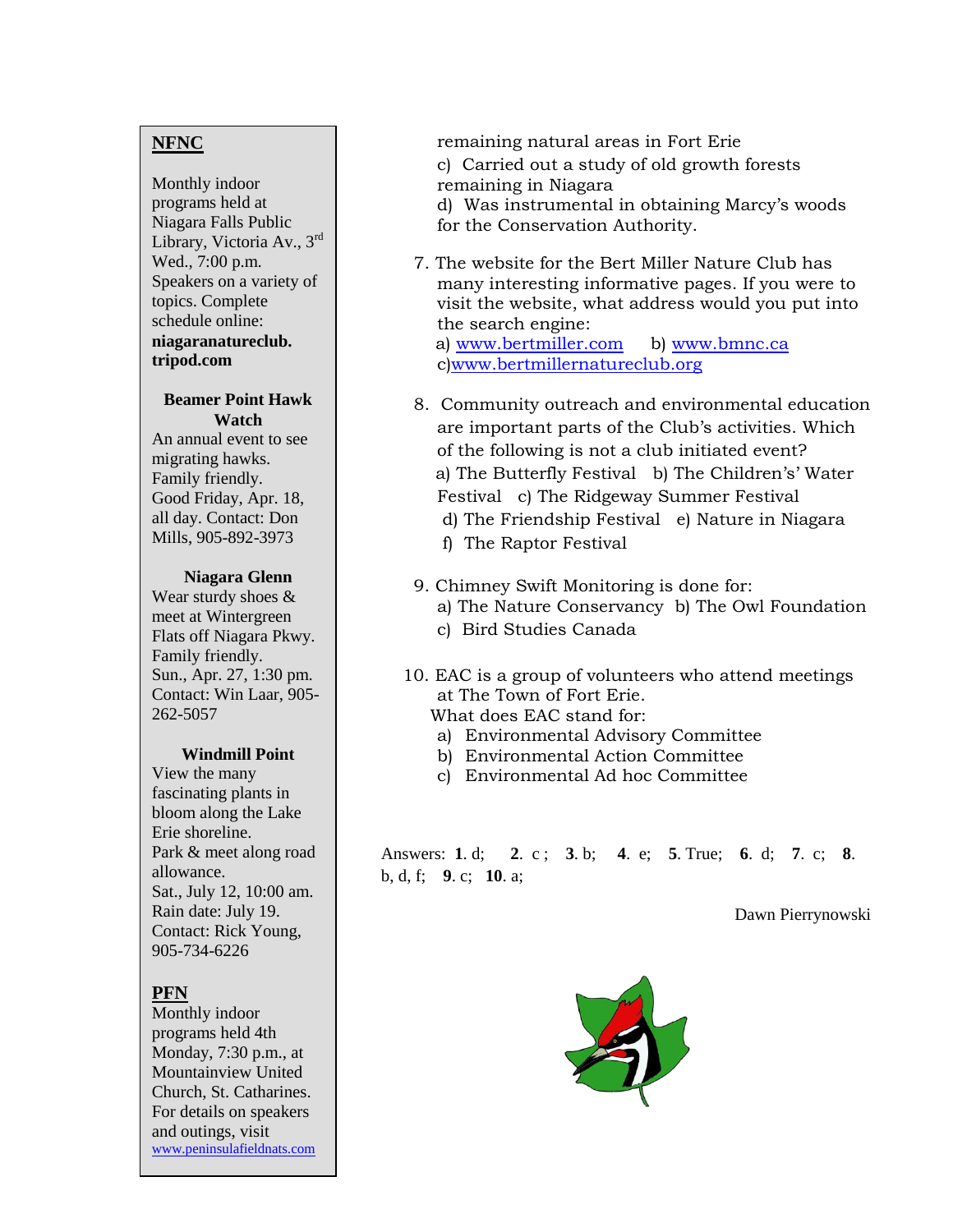**NFNC**

Monthly indoor programs held at Niagara Falls Public Library, Victoria Av., 3rd Wed., 7:00 p.m. Speakers on a variety of topics. Complete schedule online: **niagaranatureclub.tripod.com**

**Beamer Point Hawk Watch**

An annual event to see migrating hawks. Family friendly. Good Friday, Apr. 18, all day. Contact: Don Mills, 905-892-3973

**Niagara Glenn**

Wear sturdy shoes & meet at Wintergreen Flats off Niagara Pkwy. Family friendly. Sun., Apr. 27, 1:30 pm. Contact: Win Laar, 905-262-5057

**Windmill Point**

View the many fascinating plants in bloom along the Lake Erie shoreline. Park & meet along road allowance. Sat., July 12, 10:00 am. Rain date: July 19. Contact: Rick Young, 905-734-6226

**PFN**

Monthly indoor programs held 4th Monday, 7:30 p.m., at Mountainview United Church, St. Catharines. For details on speakers and outings, visit www.peninsulafieldnats.com

remaining natural areas in Fort Erie
c) Carried out a study of old growth forests remaining in Niagara
d) Was instrumental in obtaining Marcy's woods for the Conservation Authority.

7. The website for the Bert Miller Nature Club has many interesting informative pages. If you were to visit the website, what address would you put into the search engine:
a) www.bertmiller.com b) www.bmnc.ca
c) www.bertmillernatureclub.org

8. Community outreach and environmental education are important parts of the Club's activities. Which of the following is not a club initiated event?
a) The Butterfly Festival b) The Children's' Water Festival c) The Ridgeway Summer Festival
d) The Friendship Festival e) Nature in Niagara
f) The Raptor Festival

9. Chimney Swift Monitoring is done for:
a) The Nature Conservancy b) The Owl Foundation
c) Bird Studies Canada

10. EAC is a group of volunteers who attend meetings at The Town of Fort Erie.
What does EAC stand for:
a) Environmental Advisory Committee
b) Environmental Action Committee
c) Environmental Ad hoc Committee

Answers: **1**. d; **2**. c ; **3**. b; **4**. e; **5**. True; **6**. d; **7**. c; **8**. b, d, f; **9**. c; **10**. a;

Dawn Pierrynowski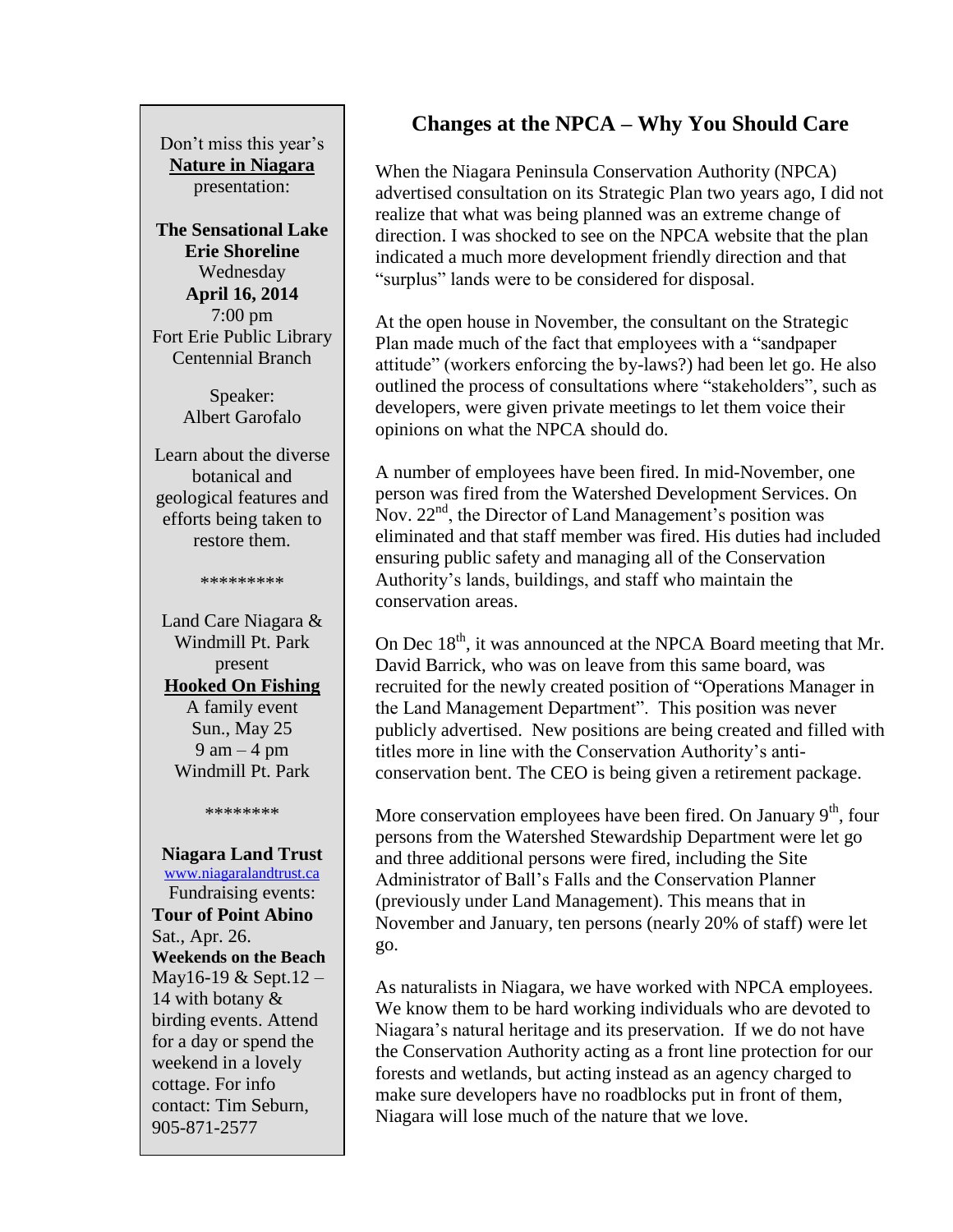## Changes at the NPCA – Why You Should Care

When the Niagara Peninsula Conservation Authority (NPCA) advertised consultation on its Strategic Plan two years ago, I did not realize that what was being planned was an extreme change of direction. I was shocked to see on the NPCA website that the plan indicated a much more development friendly direction and that "surplus" lands were to be considered for disposal.

At the open house in November, the consultant on the Strategic Plan made much of the fact that employees with a "sandpaper attitude" (workers enforcing the by-laws?) had been let go. He also outlined the process of consultations where "stakeholders", such as developers, were given private meetings to let them voice their opinions on what the NPCA should do.

A number of employees have been fired. In mid-November, one person was fired from the Watershed Development Services. On Nov. 22nd, the Director of Land Management's position was eliminated and that staff member was fired. His duties had included ensuring public safety and managing all of the Conservation Authority's lands, buildings, and staff who maintain the conservation areas.

On Dec 18th, it was announced at the NPCA Board meeting that Mr. David Barrick, who was on leave from this same board, was recruited for the newly created position of "Operations Manager in the Land Management Department". This position was never publicly advertised. New positions are being created and filled with titles more in line with the Conservation Authority's anti-conservation bent. The CEO is being given a retirement package.

More conservation employees have been fired. On January 9th, four persons from the Watershed Stewardship Department were let go and three additional persons were fired, including the Site Administrator of Ball's Falls and the Conservation Planner (previously under Land Management). This means that in November and January, ten persons (nearly 20% of staff) were let go.

As naturalists in Niagara, we have worked with NPCA employees. We know them to be hard working individuals who are devoted to Niagara's natural heritage and its preservation. If we do not have the Conservation Authority acting as a front line protection for our forests and wetlands, but acting instead as an agency charged to make sure developers have no roadblocks put in front of them, Niagara will lose much of the nature that we love.

---

Don't miss this year's **Nature in Niagara** presentation:

**The Sensational Lake Erie Shoreline**
Wednesday
**April 16, 2014**
7:00 pm
Fort Erie Public Library
Centennial Branch

Speaker:
Albert Garofalo

Learn about the diverse botanical and geological features and efforts being taken to restore them.

*********

Land Care Niagara & Windmill Pt. Park present
**Hooked On Fishing**
A family event
Sun., May 25
9 am – 4 pm
Windmill Pt. Park

********

**Niagara Land Trust**
www.niagaralandtrust.ca
Fundraising events:
**Tour of Point Abino**
Sat., Apr. 26.
**Weekends on the Beach**
May16-19 & Sept.12 – 14 with botany & birding events. Attend for a day or spend the weekend in a lovely cottage. For info contact: Tim Seburn, 905-871-2577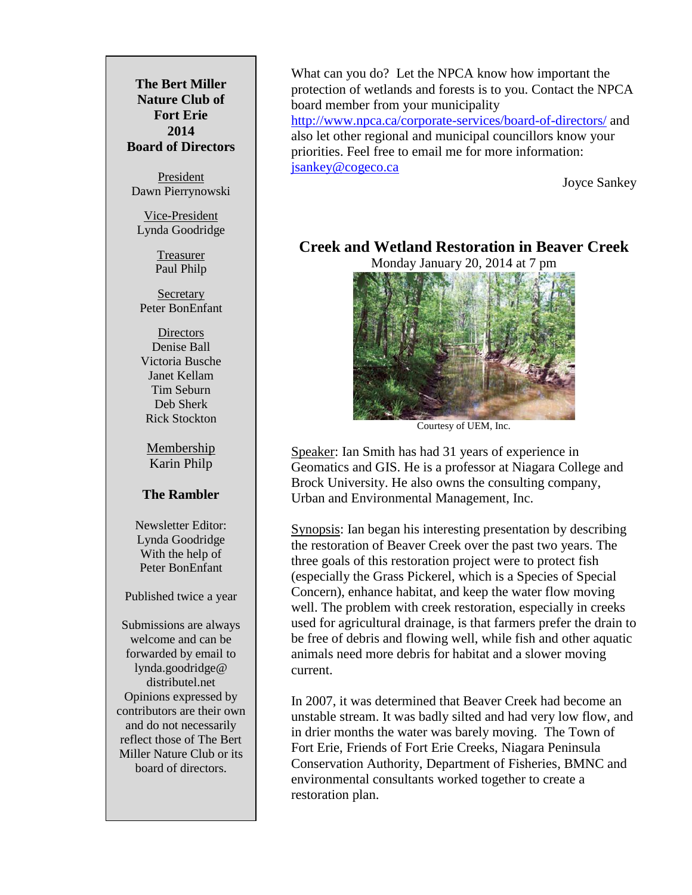**The Bert Miller Nature Club of Fort Erie 2014 Board of Directors**

President
Dawn Pierrynowski

Vice-President
Lynda Goodridge

Treasurer
Paul Philp

Secretary
Peter BonEnfant

Directors
Denise Ball
Victoria Busche
Janet Kellam
Tim Seburn
Deb Sherk
Rick Stockton

Membership
Karin Philp

**The Rambler**

Newsletter Editor: Lynda Goodridge With the help of Peter BonEnfant

Published twice a year

Submissions are always welcome and can be forwarded by email to lynda.goodridge@distributel.net Opinions expressed by contributors are their own and do not necessarily reflect those of The Bert Miller Nature Club or its board of directors.

What can you do? Let the NPCA know how important the protection of wetlands and forests is to you. Contact the NPCA board member from your municipality http://www.npca.ca/corporate-services/board-of-directors/ and also let other regional and municipal councillors know your priorities. Feel free to email me for more information: jsankey@cogeco.ca

Joyce Sankey

## Creek and Wetland Restoration in Beaver Creek

Monday January 20, 2014 at 7 pm

Courtesy of UEM, Inc.

Speaker: Ian Smith has had 31 years of experience in Geomatics and GIS. He is a professor at Niagara College and Brock University. He also owns the consulting company, Urban and Environmental Management, Inc.

Synopsis: Ian began his interesting presentation by describing the restoration of Beaver Creek over the past two years. The three goals of this restoration project were to protect fish (especially the Grass Pickerel, which is a Species of Special Concern), enhance habitat, and keep the water flow moving well. The problem with creek restoration, especially in creeks used for agricultural drainage, is that farmers prefer the drain to be free of debris and flowing well, while fish and other aquatic animals need more debris for habitat and a slower moving current.

In 2007, it was determined that Beaver Creek had become an unstable stream. It was badly silted and had very low flow, and in drier months the water was barely moving. The Town of Fort Erie, Friends of Fort Erie Creeks, Niagara Peninsula Conservation Authority, Department of Fisheries, BMNC and environmental consultants worked together to create a restoration plan.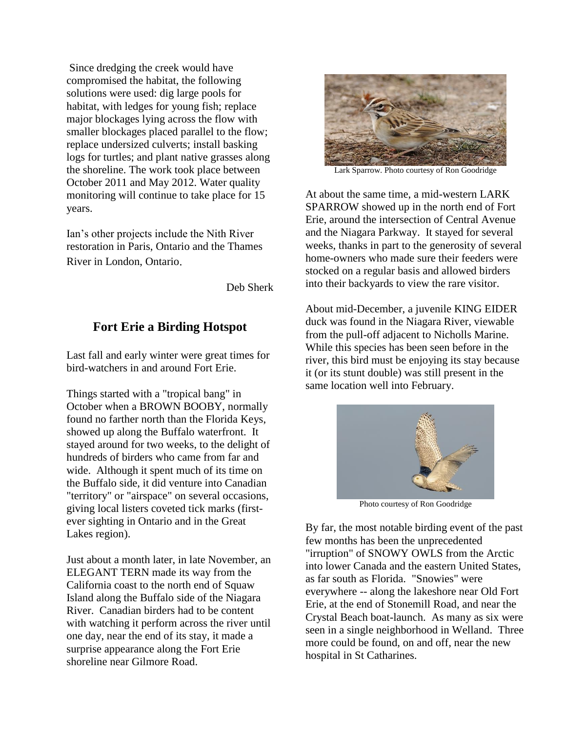Since dredging the creek would have compromised the habitat, the following solutions were used: dig large pools for habitat, with ledges for young fish; replace major blockages lying across the flow with smaller blockages placed parallel to the flow; replace undersized culverts; install basking logs for turtles; and plant native grasses along the shoreline. The work took place between October 2011 and May 2012. Water quality monitoring will continue to take place for 15 years.

Ian's other projects include the Nith River restoration in Paris, Ontario and the Thames River in London, Ontario.

Deb Sherk

## Fort Erie a Birding Hotspot

Last fall and early winter were great times for bird-watchers in and around Fort Erie.

Things started with a "tropical bang" in October when a BROWN BOOBY, normally found no farther north than the Florida Keys, showed up along the Buffalo waterfront. It stayed around for two weeks, to the delight of hundreds of birders who came from far and wide. Although it spent much of its time on the Buffalo side, it did venture into Canadian "territory" or "airspace" on several occasions, giving local listers coveted tick marks (first-ever sighting in Ontario and in the Great Lakes region).

Just about a month later, in late November, an ELEGANT TERN made its way from the California coast to the north end of Squaw Island along the Buffalo side of the Niagara River. Canadian birders had to be content with watching it perform across the river until one day, near the end of its stay, it made a surprise appearance along the Fort Erie shoreline near Gilmore Road.

Lark Sparrow. Photo courtesy of Ron Goodridge

At about the same time, a mid-western LARK SPARROW showed up in the north end of Fort Erie, around the intersection of Central Avenue and the Niagara Parkway. It stayed for several weeks, thanks in part to the generosity of several home-owners who made sure their feeders were stocked on a regular basis and allowed birders into their backyards to view the rare visitor.

About mid-December, a juvenile KING EIDER duck was found in the Niagara River, viewable from the pull-off adjacent to Nicholls Marine. While this species has been seen before in the river, this bird must be enjoying its stay because it (or its stunt double) was still present in the same location well into February.

Photo courtesy of Ron Goodridge

By far, the most notable birding event of the past few months has been the unprecedented "irruption" of SNOWY OWLS from the Arctic into lower Canada and the eastern United States, as far south as Florida. "Snowies" were everywhere -- along the lakeshore near Old Fort Erie, at the end of Stonemill Road, and near the Crystal Beach boat-launch. As many as six were seen in a single neighborhood in Welland. Three more could be found, on and off, near the new hospital in St Catharines.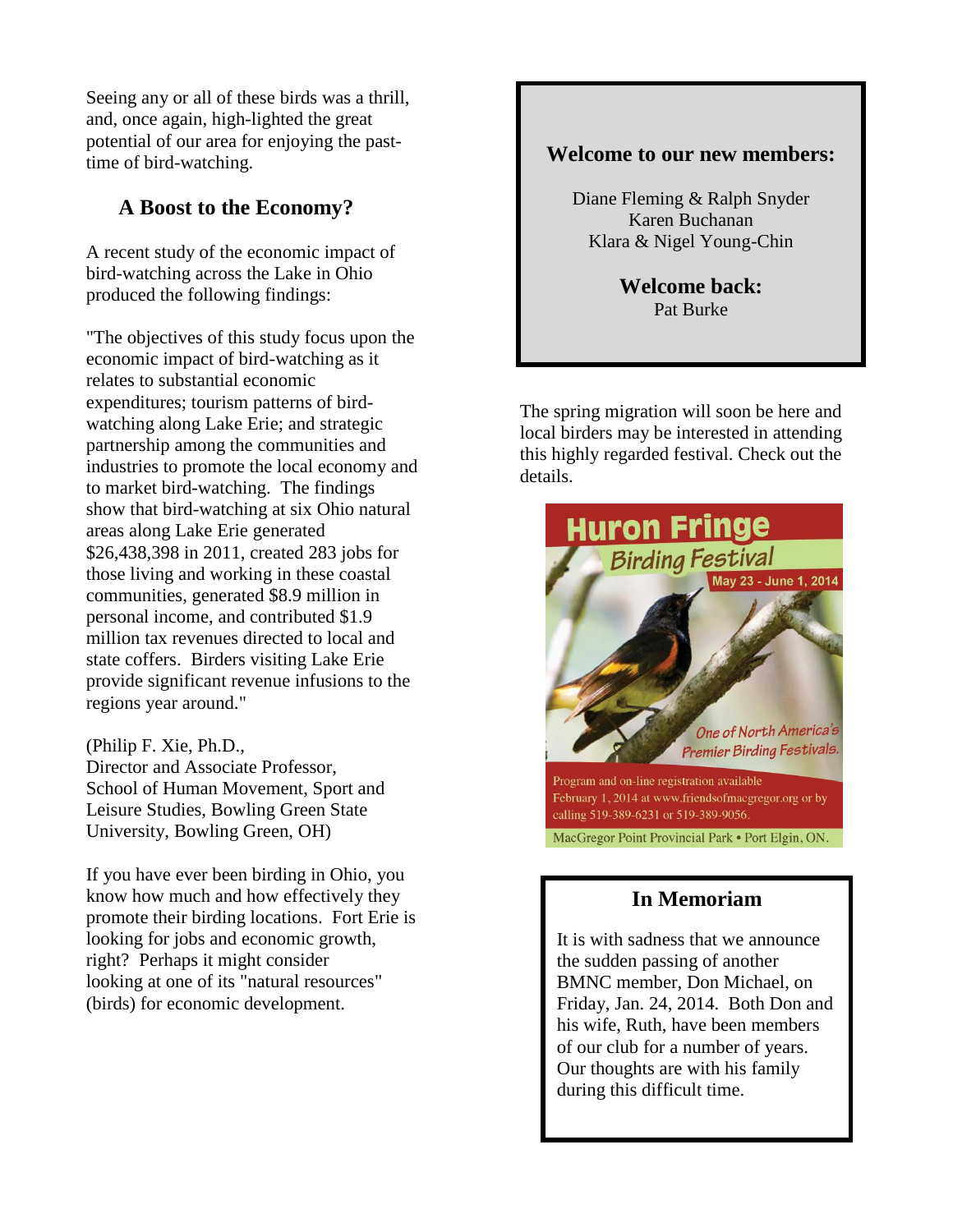Seeing any or all of these birds was a thrill, and, once again, high-lighted the great potential of our area for enjoying the past-time of bird-watching.

## A Boost to the Economy?

A recent study of the economic impact of bird-watching across the Lake in Ohio produced the following findings:

"The objectives of this study focus upon the economic impact of bird-watching as it relates to substantial economic expenditures; tourism patterns of bird-watching along Lake Erie; and strategic partnership among the communities and industries to promote the local economy and to market bird-watching. The findings show that bird-watching at six Ohio natural areas along Lake Erie generated $26,438,398 in 2011, created 283 jobs for those living and working in these coastal communities, generated $8.9 million in personal income, and contributed $1.9 million tax revenues directed to local and state coffers. Birders visiting Lake Erie provide significant revenue infusions to the regions year around."

(Philip F. Xie, Ph.D.,
Director and Associate Professor,
School of Human Movement, Sport and Leisure Studies, Bowling Green State University, Bowling Green, OH)

If you have ever been birding in Ohio, you know how much and how effectively they promote their birding locations. Fort Erie is looking for jobs and economic growth, right? Perhaps it might consider looking at one of its "natural resources" (birds) for economic development.

**Welcome to our new members:**

Diane Fleming & Ralph Snyder
Karen Buchanan
Klara & Nigel Young-Chin

**Welcome back:**
Pat Burke

The spring migration will soon be here and local birders may be interested in attending this highly regarded festival. Check out the details.

**Huron Fringe Birding Festival**
May 23 - June 1, 2014

*One of North America's Premier Birding Festivals.*

Program and on-line registration available February 1, 2014 at www.friendsofmacgregor.org or by calling 519-389-6231 or 519-389-9056.

MacGregor Point Provincial Park • Port Elgin, ON.

## In Memoriam

It is with sadness that we announce the sudden passing of another BMNC member, Don Michael, on Friday, Jan. 24, 2014. Both Don and his wife, Ruth, have been members of our club for a number of years. Our thoughts are with his family during this difficult time.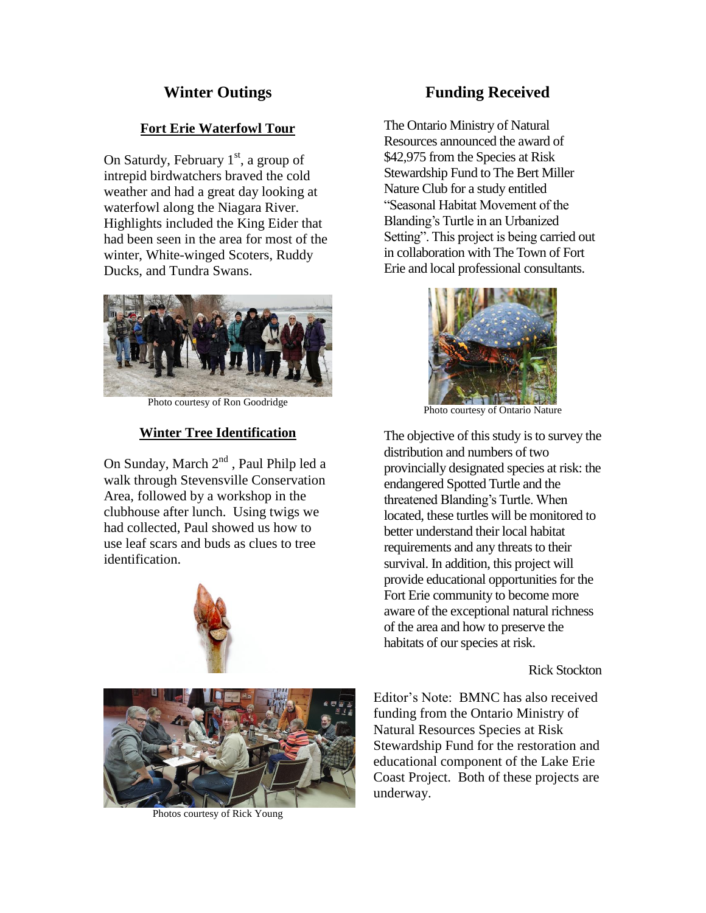## Winter Outings

### Fort Erie Waterfowl Tour

On Saturday, February 1st, a group of intrepid birdwatchers braved the cold weather and had a great day looking at waterfowl along the Niagara River. Highlights included the King Eider that had been seen in the area for most of the winter, White-winged Scoters, Ruddy Ducks, and Tundra Swans.

Photo courtesy of Ron Goodridge

### Winter Tree Identification

On Sunday, March 2nd , Paul Philp led a walk through Stevensville Conservation Area, followed by a workshop in the clubhouse after lunch. Using twigs we had collected, Paul showed us how to use leaf scars and buds as clues to tree identification.

Photos courtesy of Rick Young

## Funding Received

The Ontario Ministry of Natural Resources announced the award of $42,975 from the Species at Risk Stewardship Fund to The Bert Miller Nature Club for a study entitled "Seasonal Habitat Movement of the Blanding's Turtle in an Urbanized Setting". This project is being carried out in collaboration with The Town of Fort Erie and local professional consultants.

Photo courtesy of Ontario Nature

The objective of this study is to survey the distribution and numbers of two provincially designated species at risk: the endangered Spotted Turtle and the threatened Blanding's Turtle. When located, these turtles will be monitored to better understand their local habitat requirements and any threats to their survival. In addition, this project will provide educational opportunities for the Fort Erie community to become more aware of the exceptional natural richness of the area and how to preserve the habitats of our species at risk.

Rick Stockton

Editor's Note: BMNC has also received funding from the Ontario Ministry of Natural Resources Species at Risk Stewardship Fund for the restoration and educational component of the Lake Erie Coast Project. Both of these projects are underway.